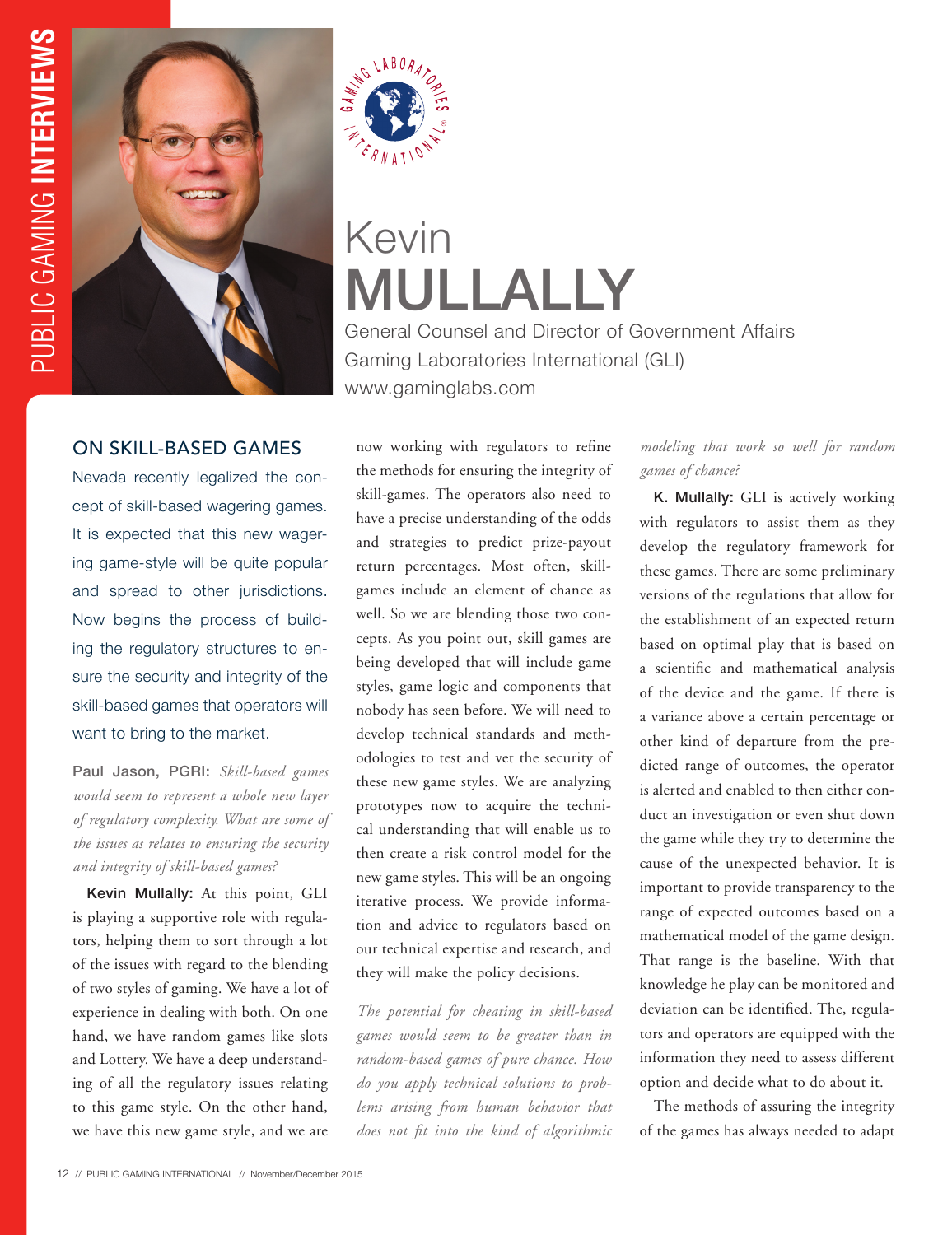# Kevin MULLALLY

General Counsel and Director of Government Affairs
Gaming Laboratories International (GLI)
www.gaminglabs.com

## ON SKILL-BASED GAMES

Nevada recently legalized the concept of skill-based wagering games. It is expected that this new wagering game-style will be quite popular and spread to other jurisdictions. Now begins the process of building the regulatory structures to ensure the security and integrity of the skill-based games that operators will want to bring to the market.

**Paul Jason, PGRI:** *Skill-based games would seem to represent a whole new layer of regulatory complexity. What are some of the issues as relates to ensuring the security and integrity of skill-based games?*

**Kevin Mullally:** At this point, GLI is playing a supportive role with regulators, helping them to sort through a lot of the issues with regard to the blending of two styles of gaming. We have a lot of experience in dealing with both. On one hand, we have random games like slots and Lottery. We have a deep understanding of all the regulatory issues relating to this game style. On the other hand, we have this new game style, and we are now working with regulators to refine the methods for ensuring the integrity of skill-games. The operators also need to have a precise understanding of the odds and strategies to predict prize-payout return percentages. Most often, skill-games include an element of chance as well. So we are blending those two concepts. As you point out, skill games are being developed that will include game styles, game logic and components that nobody has seen before. We will need to develop technical standards and methodologies to test and vet the security of these new game styles. We are analyzing prototypes now to acquire the technical understanding that will enable us to then create a risk control model for the new game styles. This will be an ongoing iterative process. We provide information and advice to regulators based on our technical expertise and research, and they will make the policy decisions.

*The potential for cheating in skill-based games would seem to be greater than in random-based games of pure chance. How do you apply technical solutions to problems arising from human behavior that does not fit into the kind of algorithmic modeling that work so well for random games of chance?*

**K. Mullally:** GLI is actively working with regulators to assist them as they develop the regulatory framework for these games. There are some preliminary versions of the regulations that allow for the establishment of an expected return based on optimal play that is based on a scientific and mathematical analysis of the device and the game. If there is a variance above a certain percentage or other kind of departure from the predicted range of outcomes, the operator is alerted and enabled to then either conduct an investigation or even shut down the game while they try to determine the cause of the unexpected behavior. It is important to provide transparency to the range of expected outcomes based on a mathematical model of the game design. That range is the baseline. With that knowledge he play can be monitored and deviation can be identified. The, regulators and operators are equipped with the information they need to assess different option and decide what to do about it.

The methods of assuring the integrity of the games has always needed to adapt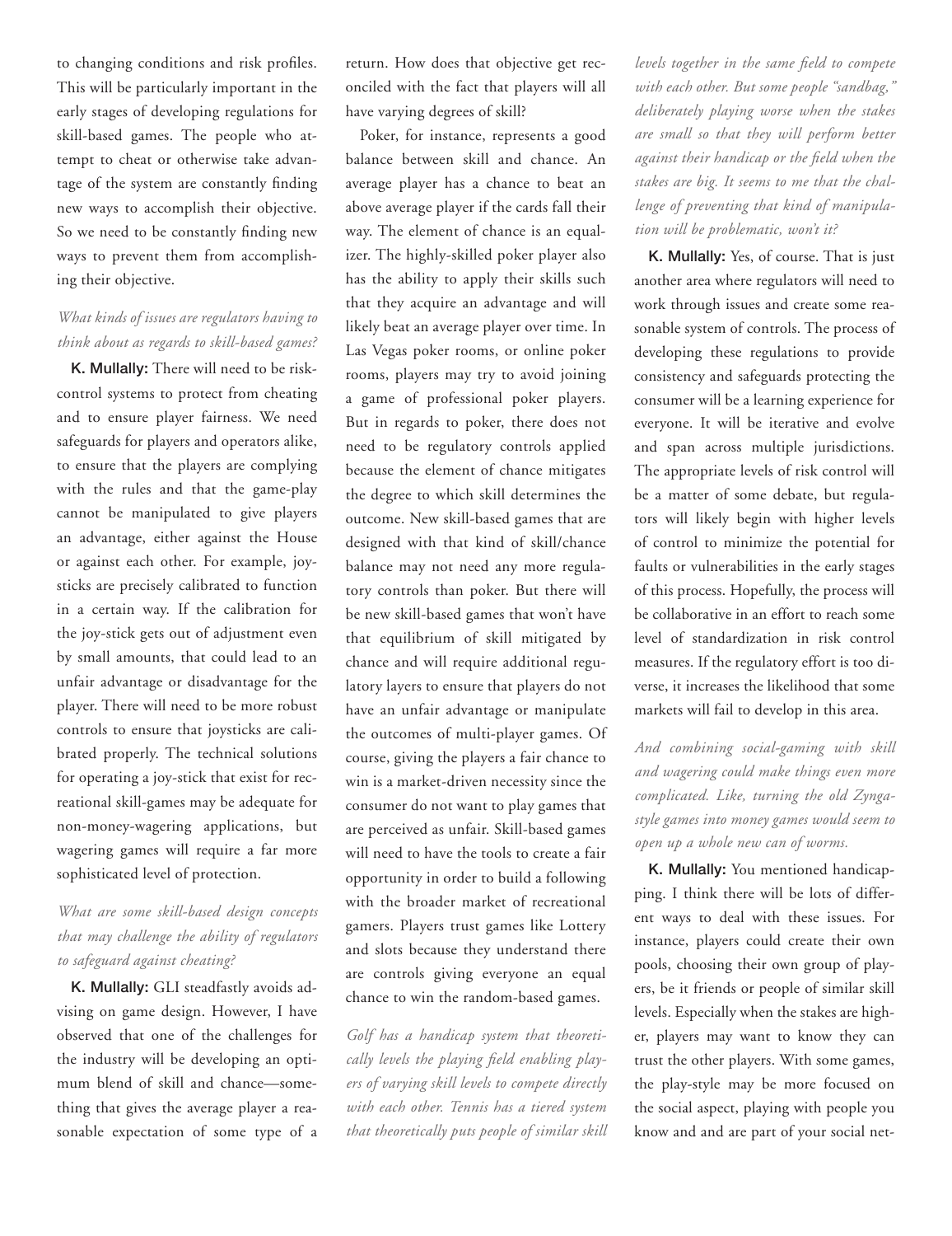to changing conditions and risk profiles. This will be particularly important in the early stages of developing regulations for skill-based games. The people who attempt to cheat or otherwise take advantage of the system are constantly finding new ways to accomplish their objective. So we need to be constantly finding new ways to prevent them from accomplishing their objective.

*What kinds of issues are regulators having to think about as regards to skill-based games?*

**K. Mullally:** There will need to be risk-control systems to protect from cheating and to ensure player fairness. We need safeguards for players and operators alike, to ensure that the players are complying with the rules and that the game-play cannot be manipulated to give players an advantage, either against the House or against each other. For example, joysticks are precisely calibrated to function in a certain way. If the calibration for the joy-stick gets out of adjustment even by small amounts, that could lead to an unfair advantage or disadvantage for the player. There will need to be more robust controls to ensure that joysticks are calibrated properly. The technical solutions for operating a joy-stick that exist for recreational skill-games may be adequate for non-money-wagering applications, but wagering games will require a far more sophisticated level of protection.

*What are some skill-based design concepts that may challenge the ability of regulators to safeguard against cheating?*

**K. Mullally:** GLI steadfastly avoids advising on game design. However, I have observed that one of the challenges for the industry will be developing an optimum blend of skill and chance—something that gives the average player a reasonable expectation of some type of a return. How does that objective get reconciled with the fact that players will all have varying degrees of skill?

Poker, for instance, represents a good balance between skill and chance. An average player has a chance to beat an above average player if the cards fall their way. The element of chance is an equalizer. The highly-skilled poker player also has the ability to apply their skills such that they acquire an advantage and will likely beat an average player over time. In Las Vegas poker rooms, or online poker rooms, players may try to avoid joining a game of professional poker players. But in regards to poker, there does not need to be regulatory controls applied because the element of chance mitigates the degree to which skill determines the outcome. New skill-based games that are designed with that kind of skill/chance balance may not need any more regulatory controls than poker. But there will be new skill-based games that won't have that equilibrium of skill mitigated by chance and will require additional regulatory layers to ensure that players do not have an unfair advantage or manipulate the outcomes of multi-player games. Of course, giving the players a fair chance to win is a market-driven necessity since the consumer do not want to play games that are perceived as unfair. Skill-based games will need to have the tools to create a fair opportunity in order to build a following with the broader market of recreational gamers. Players trust games like Lottery and slots because they understand there are controls giving everyone an equal chance to win the random-based games.

*Golf has a handicap system that theoretically levels the playing field enabling players of varying skill levels to compete directly with each other. Tennis has a tiered system that theoretically puts people of similar skill levels together in the same field to compete with each other. But some people "sandbag," deliberately playing worse when the stakes are small so that they will perform better against their handicap or the field when the stakes are big. It seems to me that the challenge of preventing that kind of manipulation will be problematic, won't it?*

**K. Mullally:** Yes, of course. That is just another area where regulators will need to work through issues and create some reasonable system of controls. The process of developing these regulations to provide consistency and safeguards protecting the consumer will be a learning experience for everyone. It will be iterative and evolve and span across multiple jurisdictions. The appropriate levels of risk control will be a matter of some debate, but regulators will likely begin with higher levels of control to minimize the potential for faults or vulnerabilities in the early stages of this process. Hopefully, the process will be collaborative in an effort to reach some level of standardization in risk control measures. If the regulatory effort is too diverse, it increases the likelihood that some markets will fail to develop in this area.

*And combining social-gaming with skill and wagering could make things even more complicated. Like, turning the old Zynga-style games into money games would seem to open up a whole new can of worms.*

**K. Mullally:** You mentioned handicapping. I think there will be lots of different ways to deal with these issues. For instance, players could create their own pools, choosing their own group of players, be it friends or people of similar skill levels. Especially when the stakes are higher, players may want to know they can trust the other players. With some games, the play-style may be more focused on the social aspect, playing with people you know and and are part of your social net-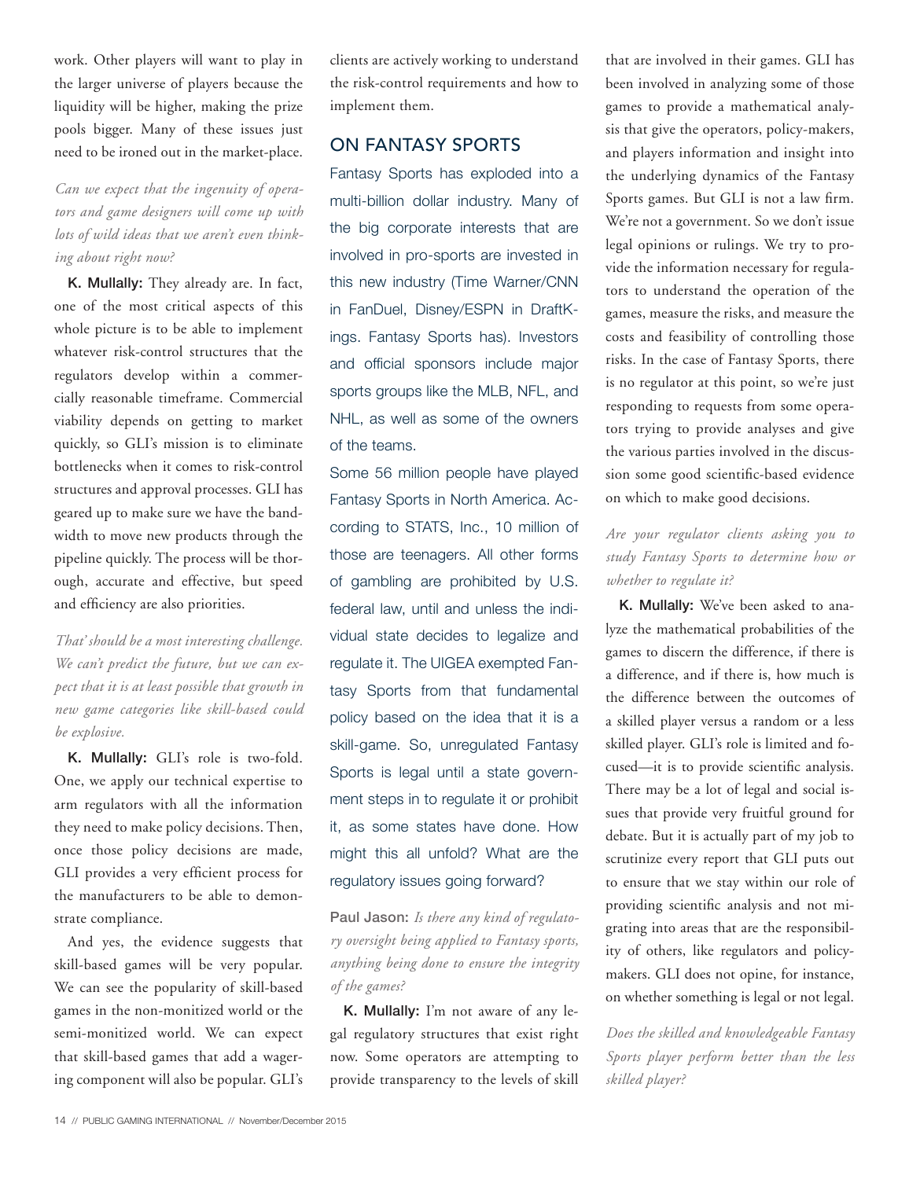work. Other players will want to play in the larger universe of players because the liquidity will be higher, making the prize pools bigger. Many of these issues just need to be ironed out in the market-place.

*Can we expect that the ingenuity of operators and game designers will come up with lots of wild ideas that we aren't even thinking about right now?*

**K. Mullally:** They already are. In fact, one of the most critical aspects of this whole picture is to be able to implement whatever risk-control structures that the regulators develop within a commercially reasonable timeframe. Commercial viability depends on getting to market quickly, so GLI's mission is to eliminate bottlenecks when it comes to risk-control structures and approval processes. GLI has geared up to make sure we have the bandwidth to move new products through the pipeline quickly. The process will be thorough, accurate and effective, but speed and efficiency are also priorities.

*That' should be a most interesting challenge. We can't predict the future, but we can expect that it is at least possible that growth in new game categories like skill-based could be explosive.*

**K. Mullally:** GLI's role is two-fold. One, we apply our technical expertise to arm regulators with all the information they need to make policy decisions. Then, once those policy decisions are made, GLI provides a very efficient process for the manufacturers to be able to demonstrate compliance.

And yes, the evidence suggests that skill-based games will be very popular. We can see the popularity of skill-based games in the non-monitized world or the semi-monitized world. We can expect that skill-based games that add a wagering component will also be popular. GLI's clients are actively working to understand the risk-control requirements and how to implement them.

## ON FANTASY SPORTS

Fantasy Sports has exploded into a multi-billion dollar industry. Many of the big corporate interests that are involved in pro-sports are invested in this new industry (Time Warner/CNN in FanDuel, Disney/ESPN in DraftKings. Fantasy Sports has). Investors and official sponsors include major sports groups like the MLB, NFL, and NHL, as well as some of the owners of the teams.

Some 56 million people have played Fantasy Sports in North America. According to STATS, Inc., 10 million of those are teenagers. All other forms of gambling are prohibited by U.S. federal law, until and unless the individual state decides to legalize and regulate it. The UIGEA exempted Fantasy Sports from that fundamental policy based on the idea that it is a skill-game. So, unregulated Fantasy Sports is legal until a state government steps in to regulate it or prohibit it, as some states have done. How might this all unfold? What are the regulatory issues going forward?

**Paul Jason:** *Is there any kind of regulatory oversight being applied to Fantasy sports, anything being done to ensure the integrity of the games?*

**K. Mullally:** I'm not aware of any legal regulatory structures that exist right now. Some operators are attempting to provide transparency to the levels of skill that are involved in their games. GLI has been involved in analyzing some of those games to provide a mathematical analysis that give the operators, policy-makers, and players information and insight into the underlying dynamics of the Fantasy Sports games. But GLI is not a law firm. We're not a government. So we don't issue legal opinions or rulings. We try to provide the information necessary for regulators to understand the operation of the games, measure the risks, and measure the costs and feasibility of controlling those risks. In the case of Fantasy Sports, there is no regulator at this point, so we're just responding to requests from some operators trying to provide analyses and give the various parties involved in the discussion some good scientific-based evidence on which to make good decisions.

*Are your regulator clients asking you to study Fantasy Sports to determine how or whether to regulate it?*

**K. Mullally:** We've been asked to analyze the mathematical probabilities of the games to discern the difference, if there is a difference, and if there is, how much is the difference between the outcomes of a skilled player versus a random or a less skilled player. GLI's role is limited and focused—it is to provide scientific analysis. There may be a lot of legal and social issues that provide very fruitful ground for debate. But it is actually part of my job to scrutinize every report that GLI puts out to ensure that we stay within our role of providing scientific analysis and not migrating into areas that are the responsibility of others, like regulators and policymakers. GLI does not opine, for instance, on whether something is legal or not legal.

*Does the skilled and knowledgeable Fantasy Sports player perform better than the less skilled player?*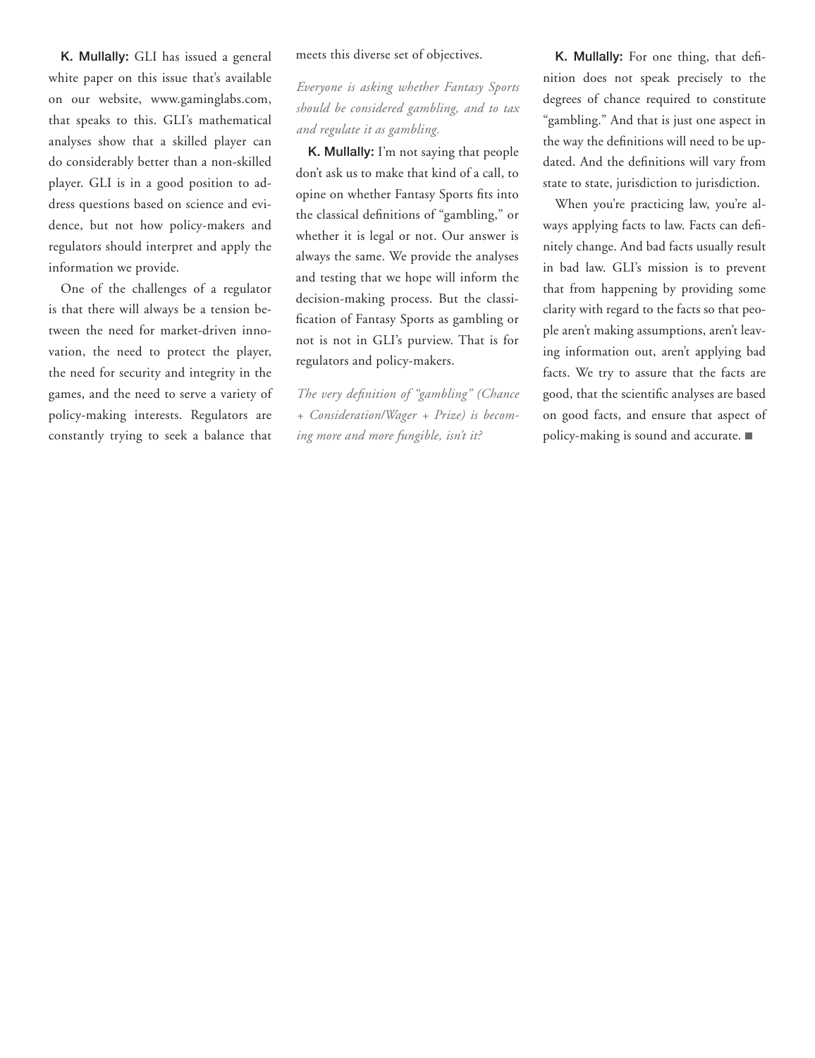**K. Mullally:** GLI has issued a general white paper on this issue that's available on our website, www.gaminglabs.com, that speaks to this. GLI's mathematical analyses show that a skilled player can do considerably better than a non-skilled player. GLI is in a good position to address questions based on science and evidence, but not how policy-makers and regulators should interpret and apply the information we provide.

One of the challenges of a regulator is that there will always be a tension between the need for market-driven innovation, the need to protect the player, the need for security and integrity in the games, and the need to serve a variety of policy-making interests. Regulators are constantly trying to seek a balance that meets this diverse set of objectives.

*Everyone is asking whether Fantasy Sports should be considered gambling, and to tax and regulate it as gambling.*

**K. Mullally:** I'm not saying that people don't ask us to make that kind of a call, to opine on whether Fantasy Sports fits into the classical definitions of "gambling," or whether it is legal or not. Our answer is always the same. We provide the analyses and testing that we hope will inform the decision-making process. But the classification of Fantasy Sports as gambling or not is not in GLI's purview. That is for regulators and policy-makers.

*The very definition of "gambling" (Chance + Consideration/Wager + Prize) is becoming more and more fungible, isn't it?*

**K. Mullally:** For one thing, that definition does not speak precisely to the degrees of chance required to constitute "gambling." And that is just one aspect in the way the definitions will need to be updated. And the definitions will vary from state to state, jurisdiction to jurisdiction.

When you're practicing law, you're always applying facts to law. Facts can definitely change. And bad facts usually result in bad law. GLI's mission is to prevent that from happening by providing some clarity with regard to the facts so that people aren't making assumptions, aren't leaving information out, aren't applying bad facts. We try to assure that the facts are good, that the scientific analyses are based on good facts, and ensure that aspect of policy-making is sound and accurate. ■